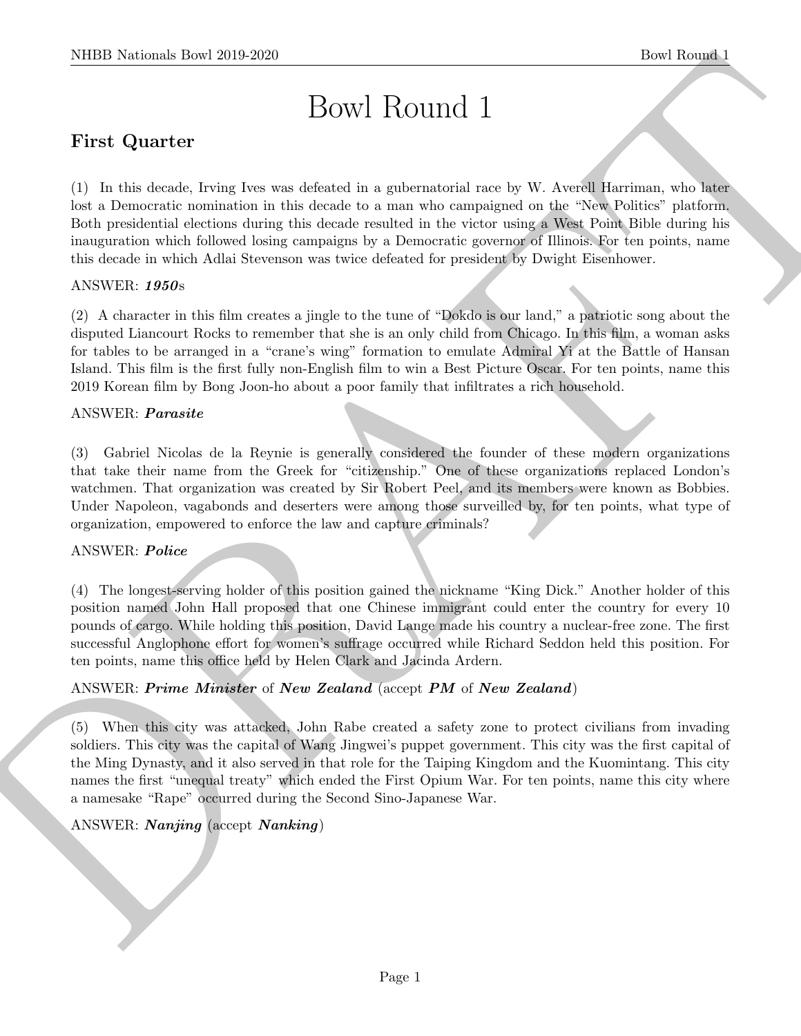# Bowl Round 1

## First Quarter

(1) In this decade, Irving Ives was defeated in a gubernatorial race by W. Averell Harriman, who later lost a Democratic nomination in this decade to a man who campaigned on the "New Politics" platform. Both presidential elections during this decade resulted in the victor using a West Point Bible during his inauguration which followed losing campaigns by a Democratic governor of Illinois. For ten points, name this decade in which Adlai Stevenson was twice defeated for president by Dwight Eisenhower.

ANSWER: ***1950***s

(2) A character in this film creates a jingle to the tune of "Dokdo is our land," a patriotic song about the disputed Liancourt Rocks to remember that she is an only child from Chicago. In this film, a woman asks for tables to be arranged in a "crane's wing" formation to emulate Admiral Yi at the Battle of Hansan Island. This film is the first fully non-English film to win a Best Picture Oscar. For ten points, name this 2019 Korean film by Bong Joon-ho about a poor family that infiltrates a rich household.

ANSWER: ***Parasite***

(3) Gabriel Nicolas de la Reynie is generally considered the founder of these modern organizations that take their name from the Greek for "citizenship." One of these organizations replaced London's watchmen. That organization was created by Sir Robert Peel, and its members were known as Bobbies. Under Napoleon, vagabonds and deserters were among those surveilled by, for ten points, what type of organization, empowered to enforce the law and capture criminals?

ANSWER: ***Police***

(4) The longest-serving holder of this position gained the nickname "King Dick." Another holder of this position named John Hall proposed that one Chinese immigrant could enter the country for every 10 pounds of cargo. While holding this position, David Lange made his country a nuclear-free zone. The first successful Anglophone effort for women's suffrage occurred while Richard Seddon held this position. For ten points, name this office held by Helen Clark and Jacinda Ardern.

ANSWER: ***Prime Minister*** of ***New Zealand*** (accept ***PM*** of ***New Zealand***)

(5) When this city was attacked, John Rabe created a safety zone to protect civilians from invading soldiers. This city was the capital of Wang Jingwei's puppet government. This city was the first capital of the Ming Dynasty, and it also served in that role for the Taiping Kingdom and the Kuomintang. This city names the first "unequal treaty" which ended the First Opium War. For ten points, name this city where a namesake "Rape" occurred during the Second Sino-Japanese War.

ANSWER: ***Nanjing*** (accept ***Nanking***)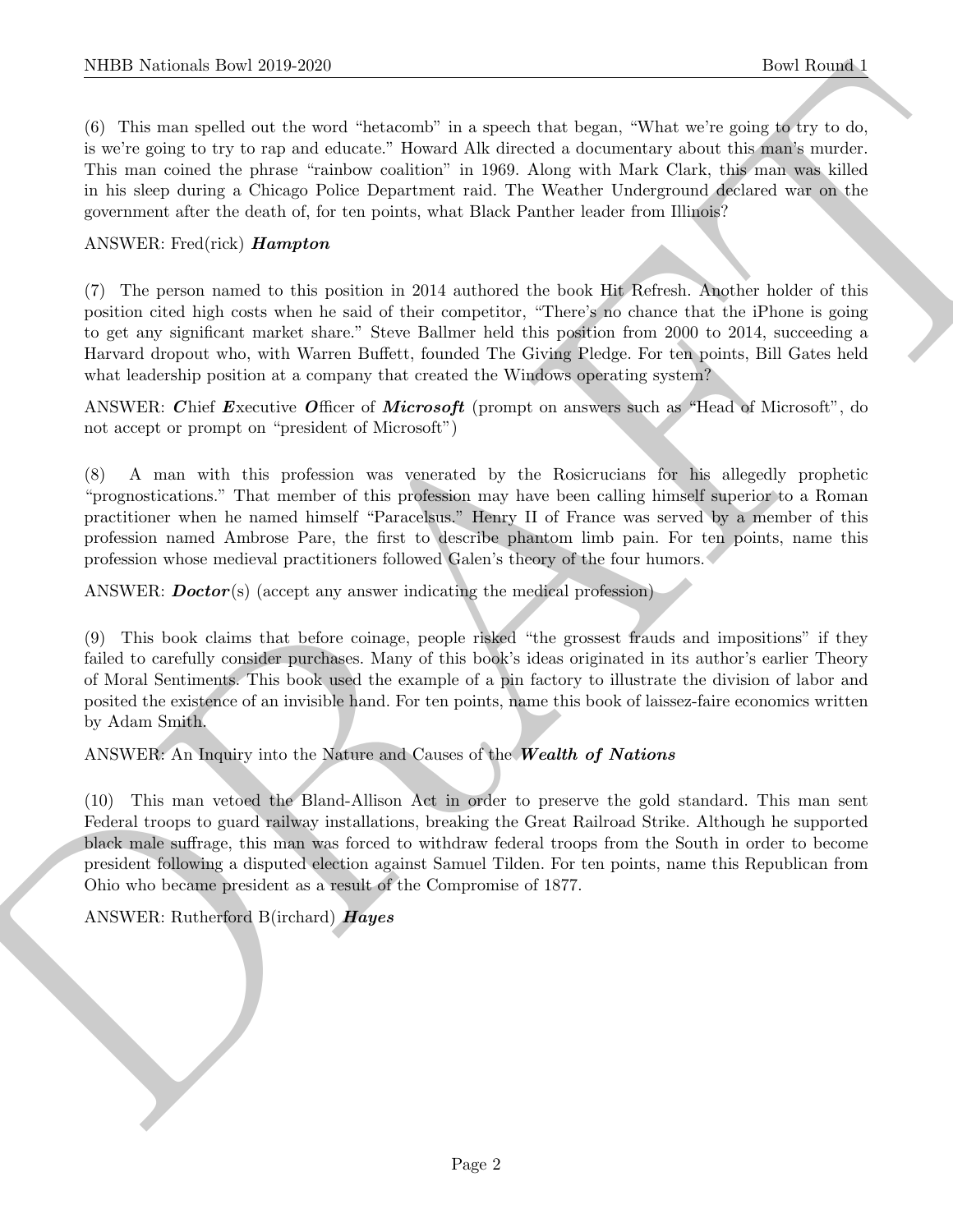(6) This man spelled out the word "hetacomb" in a speech that began, "What we're going to try to do, is we're going to try to rap and educate." Howard Alk directed a documentary about this man's murder. This man coined the phrase "rainbow coalition" in 1969. Along with Mark Clark, this man was killed in his sleep during a Chicago Police Department raid. The Weather Underground declared war on the government after the death of, for ten points, what Black Panther leader from Illinois?

ANSWER: Fred(rick) ***Hampton***

(7) The person named to this position in 2014 authored the book Hit Refresh. Another holder of this position cited high costs when he said of their competitor, "There's no chance that the iPhone is going to get any significant market share." Steve Ballmer held this position from 2000 to 2014, succeeding a Harvard dropout who, with Warren Buffett, founded The Giving Pledge. For ten points, Bill Gates held what leadership position at a company that created the Windows operating system?

ANSWER: ***C***hief ***E***xecutive ***O***fficer of ***Microsoft*** (prompt on answers such as "Head of Microsoft", do not accept or prompt on "president of Microsoft")

(8) A man with this profession was venerated by the Rosicrucians for his allegedly prophetic "prognostications." That member of this profession may have been calling himself superior to a Roman practitioner when he named himself "Paracelsus." Henry II of France was served by a member of this profession named Ambrose Pare, the first to describe phantom limb pain. For ten points, name this profession whose medieval practitioners followed Galen's theory of the four humors.

ANSWER: ***Doctor***(s) (accept any answer indicating the medical profession)

(9) This book claims that before coinage, people risked "the grossest frauds and impositions" if they failed to carefully consider purchases. Many of this book's ideas originated in its author's earlier Theory of Moral Sentiments. This book used the example of a pin factory to illustrate the division of labor and posited the existence of an invisible hand. For ten points, name this book of laissez-faire economics written by Adam Smith.

ANSWER: An Inquiry into the Nature and Causes of the ***Wealth of Nations***

(10) This man vetoed the Bland-Allison Act in order to preserve the gold standard. This man sent Federal troops to guard railway installations, breaking the Great Railroad Strike. Although he supported black male suffrage, this man was forced to withdraw federal troops from the South in order to become president following a disputed election against Samuel Tilden. For ten points, name this Republican from Ohio who became president as a result of the Compromise of 1877.

ANSWER: Rutherford B(irchard) ***Hayes***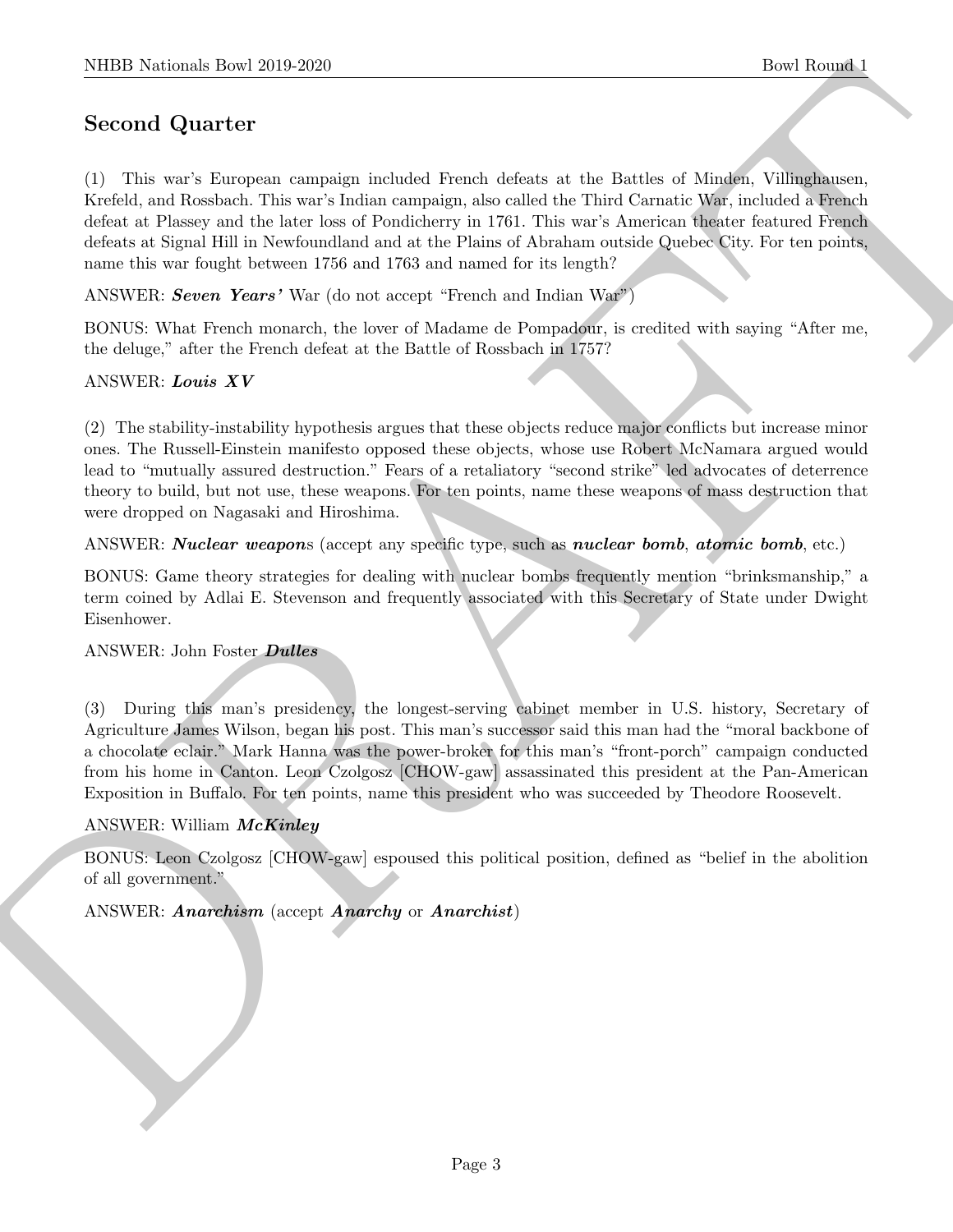## Second Quarter

(1) This war's European campaign included French defeats at the Battles of Minden, Villinghausen, Krefeld, and Rossbach. This war's Indian campaign, also called the Third Carnatic War, included a French defeat at Plassey and the later loss of Pondicherry in 1761. This war's American theater featured French defeats at Signal Hill in Newfoundland and at the Plains of Abraham outside Quebec City. For ten points, name this war fought between 1756 and 1763 and named for its length?

ANSWER: ***Seven Years'*** War (do not accept "French and Indian War")

BONUS: What French monarch, the lover of Madame de Pompadour, is credited with saying "After me, the deluge," after the French defeat at the Battle of Rossbach in 1757?

ANSWER: ***Louis XV***

(2) The stability-instability hypothesis argues that these objects reduce major conflicts but increase minor ones. The Russell-Einstein manifesto opposed these objects, whose use Robert McNamara argued would lead to "mutually assured destruction." Fears of a retaliatory "second strike" led advocates of deterrence theory to build, but not use, these weapons. For ten points, name these weapons of mass destruction that were dropped on Nagasaki and Hiroshima.

ANSWER: ***Nuclear weapon***s (accept any specific type, such as ***nuclear bomb***, ***atomic bomb***, etc.)

BONUS: Game theory strategies for dealing with nuclear bombs frequently mention "brinksmanship," a term coined by Adlai E. Stevenson and frequently associated with this Secretary of State under Dwight Eisenhower.

ANSWER: John Foster ***Dulles***

(3) During this man's presidency, the longest-serving cabinet member in U.S. history, Secretary of Agriculture James Wilson, began his post. This man's successor said this man had the "moral backbone of a chocolate eclair." Mark Hanna was the power-broker for this man's "front-porch" campaign conducted from his home in Canton. Leon Czolgosz [CHOW-gaw] assassinated this president at the Pan-American Exposition in Buffalo. For ten points, name this president who was succeeded by Theodore Roosevelt.

ANSWER: William ***McKinley***

BONUS: Leon Czolgosz [CHOW-gaw] espoused this political position, defined as "belief in the abolition of all government."

ANSWER: ***Anarchism*** (accept ***Anarchy*** or ***Anarchist***)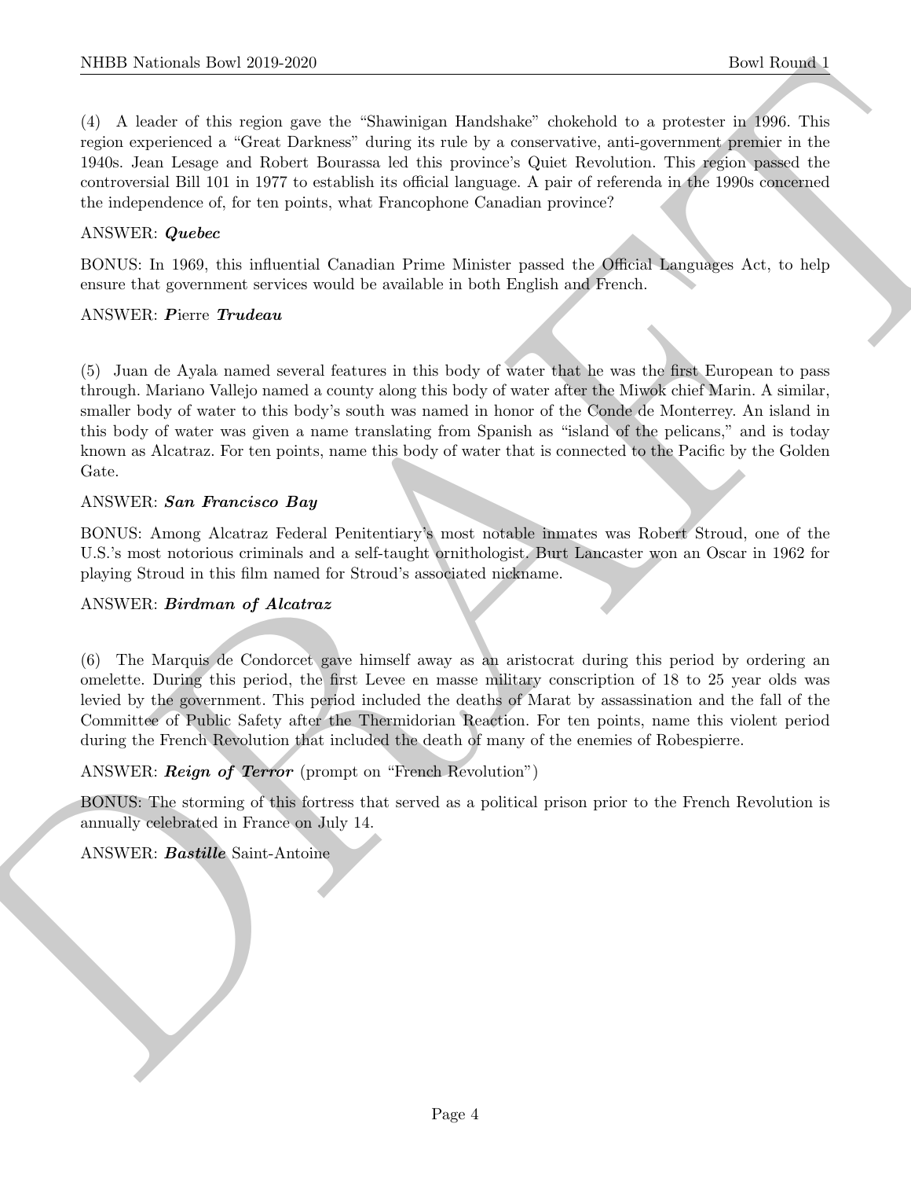(4) A leader of this region gave the "Shawinigan Handshake" chokehold to a protester in 1996. This region experienced a "Great Darkness" during its rule by a conservative, anti-government premier in the 1940s. Jean Lesage and Robert Bourassa led this province's Quiet Revolution. This region passed the controversial Bill 101 in 1977 to establish its official language. A pair of referenda in the 1990s concerned the independence of, for ten points, what Francophone Canadian province?

ANSWER: ***Quebec***

BONUS: In 1969, this influential Canadian Prime Minister passed the Official Languages Act, to help ensure that government services would be available in both English and French.

ANSWER: ***P***ierre ***Trudeau***

(5) Juan de Ayala named several features in this body of water that he was the first European to pass through. Mariano Vallejo named a county along this body of water after the Miwok chief Marin. A similar, smaller body of water to this body's south was named in honor of the Conde de Monterrey. An island in this body of water was given a name translating from Spanish as "island of the pelicans," and is today known as Alcatraz. For ten points, name this body of water that is connected to the Pacific by the Golden Gate.

ANSWER: ***San Francisco Bay***

BONUS: Among Alcatraz Federal Penitentiary's most notable inmates was Robert Stroud, one of the U.S.'s most notorious criminals and a self-taught ornithologist. Burt Lancaster won an Oscar in 1962 for playing Stroud in this film named for Stroud's associated nickname.

ANSWER: ***Birdman of Alcatraz***

(6) The Marquis de Condorcet gave himself away as an aristocrat during this period by ordering an omelette. During this period, the first Levee en masse military conscription of 18 to 25 year olds was levied by the government. This period included the deaths of Marat by assassination and the fall of the Committee of Public Safety after the Thermidorian Reaction. For ten points, name this violent period during the French Revolution that included the death of many of the enemies of Robespierre.

ANSWER: ***Reign of Terror*** (prompt on "French Revolution")

BONUS: The storming of this fortress that served as a political prison prior to the French Revolution is annually celebrated in France on July 14.

ANSWER: ***Bastille*** Saint-Antoine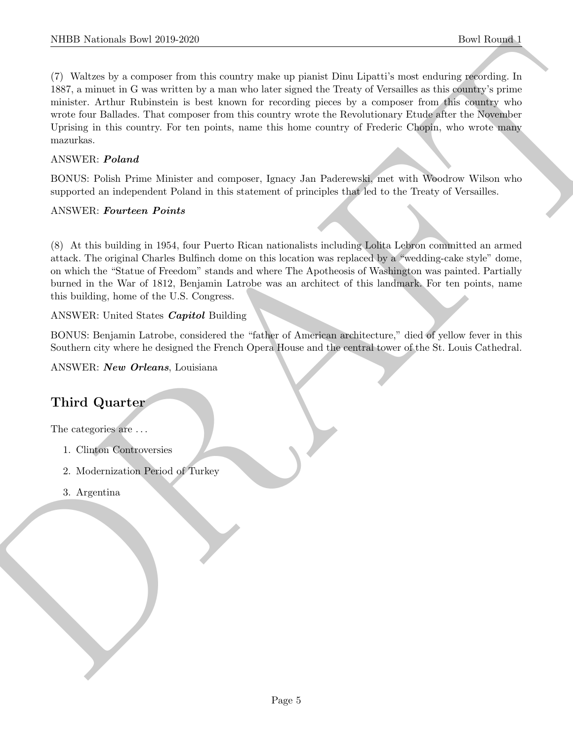(7) Waltzes by a composer from this country make up pianist Dinu Lipatti's most enduring recording. In 1887, a minuet in G was written by a man who later signed the Treaty of Versailles as this country's prime minister. Arthur Rubinstein is best known for recording pieces by a composer from this country who wrote four Ballades. That composer from this country wrote the Revolutionary Etude after the November Uprising in this country. For ten points, name this home country of Frederic Chopin, who wrote many mazurkas.

ANSWER: ***Poland***

BONUS: Polish Prime Minister and composer, Ignacy Jan Paderewski, met with Woodrow Wilson who supported an independent Poland in this statement of principles that led to the Treaty of Versailles.

ANSWER: ***Fourteen Points***

(8) At this building in 1954, four Puerto Rican nationalists including Lolita Lebron committed an armed attack. The original Charles Bulfinch dome on this location was replaced by a "wedding-cake style" dome, on which the "Statue of Freedom" stands and where The Apotheosis of Washington was painted. Partially burned in the War of 1812, Benjamin Latrobe was an architect of this landmark. For ten points, name this building, home of the U.S. Congress.

ANSWER: United States ***Capitol*** Building

BONUS: Benjamin Latrobe, considered the "father of American architecture," died of yellow fever in this Southern city where he designed the French Opera House and the central tower of the St. Louis Cathedral.

ANSWER: ***New Orleans***, Louisiana

## Third Quarter

The categories are . . .

1. Clinton Controversies
2. Modernization Period of Turkey
3. Argentina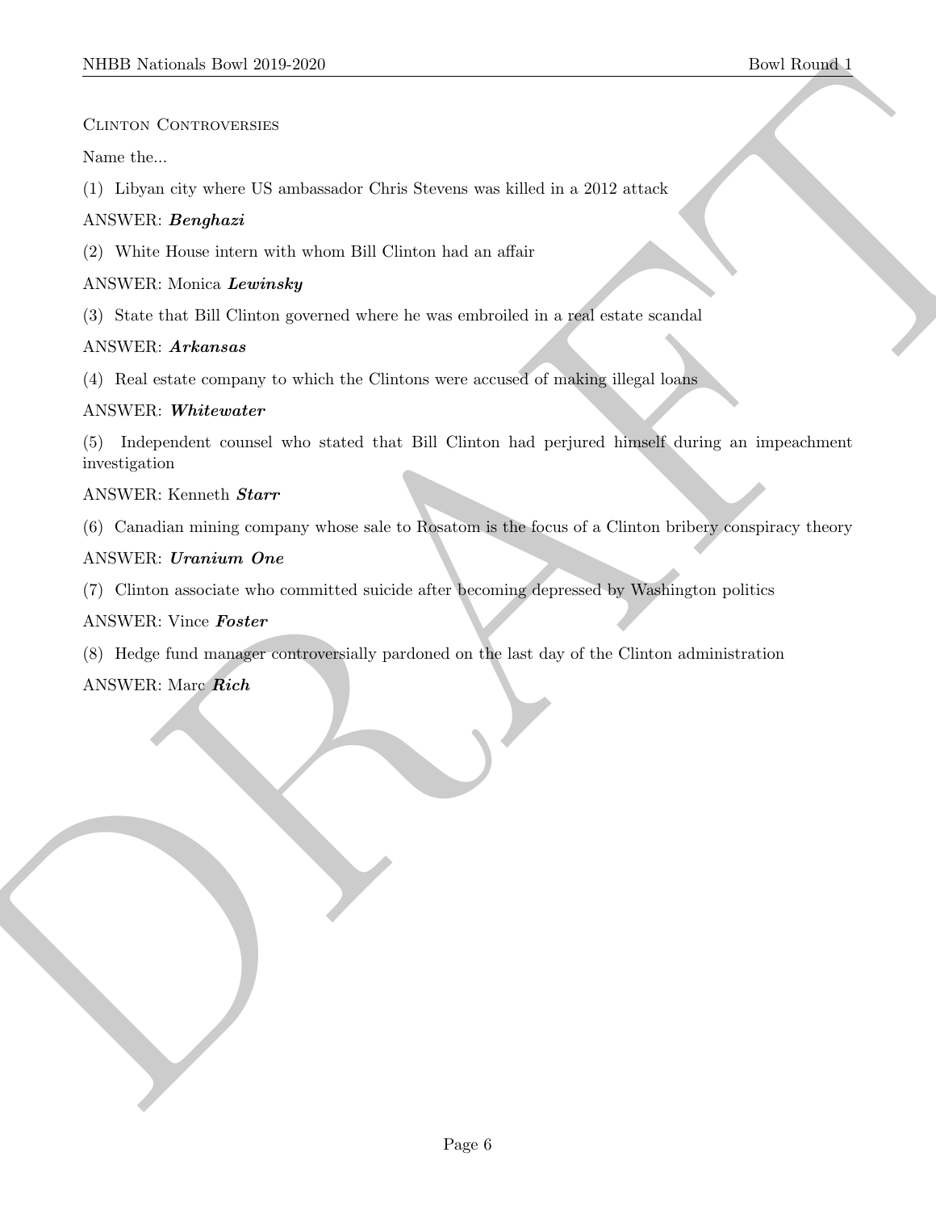## Clinton Controversies

Name the...

(1) Libyan city where US ambassador Chris Stevens was killed in a 2012 attack

ANSWER: ***Benghazi***

(2) White House intern with whom Bill Clinton had an affair

ANSWER: Monica ***Lewinsky***

(3) State that Bill Clinton governed where he was embroiled in a real estate scandal

ANSWER: ***Arkansas***

(4) Real estate company to which the Clintons were accused of making illegal loans

ANSWER: ***Whitewater***

(5) Independent counsel who stated that Bill Clinton had perjured himself during an impeachment investigation

ANSWER: Kenneth ***Starr***

(6) Canadian mining company whose sale to Rosatom is the focus of a Clinton bribery conspiracy theory

ANSWER: ***Uranium One***

(7) Clinton associate who committed suicide after becoming depressed by Washington politics

ANSWER: Vince ***Foster***

(8) Hedge fund manager controversially pardoned on the last day of the Clinton administration

ANSWER: Marc ***Rich***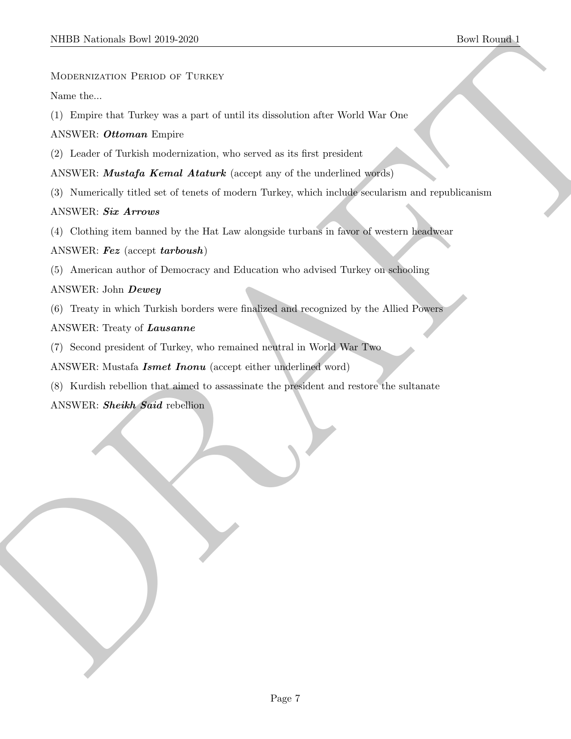Modernization Period of Turkey

Name the...

(1) Empire that Turkey was a part of until its dissolution after World War One

ANSWER: ***Ottoman*** Empire

(2) Leader of Turkish modernization, who served as its first president

ANSWER: ***Mustafa Kemal Ataturk*** (accept any of the underlined words)

(3) Numerically titled set of tenets of modern Turkey, which include secularism and republicanism

ANSWER: ***Six Arrows***

(4) Clothing item banned by the Hat Law alongside turbans in favor of western headwear

ANSWER: ***Fez*** (accept ***tarboush***)

(5) American author of Democracy and Education who advised Turkey on schooling

ANSWER: John ***Dewey***

(6) Treaty in which Turkish borders were finalized and recognized by the Allied Powers

ANSWER: Treaty of ***Lausanne***

(7) Second president of Turkey, who remained neutral in World War Two

ANSWER: Mustafa ***Ismet Inonu*** (accept either underlined word)

(8) Kurdish rebellion that aimed to assassinate the president and restore the sultanate

ANSWER: ***Sheikh Said*** rebellion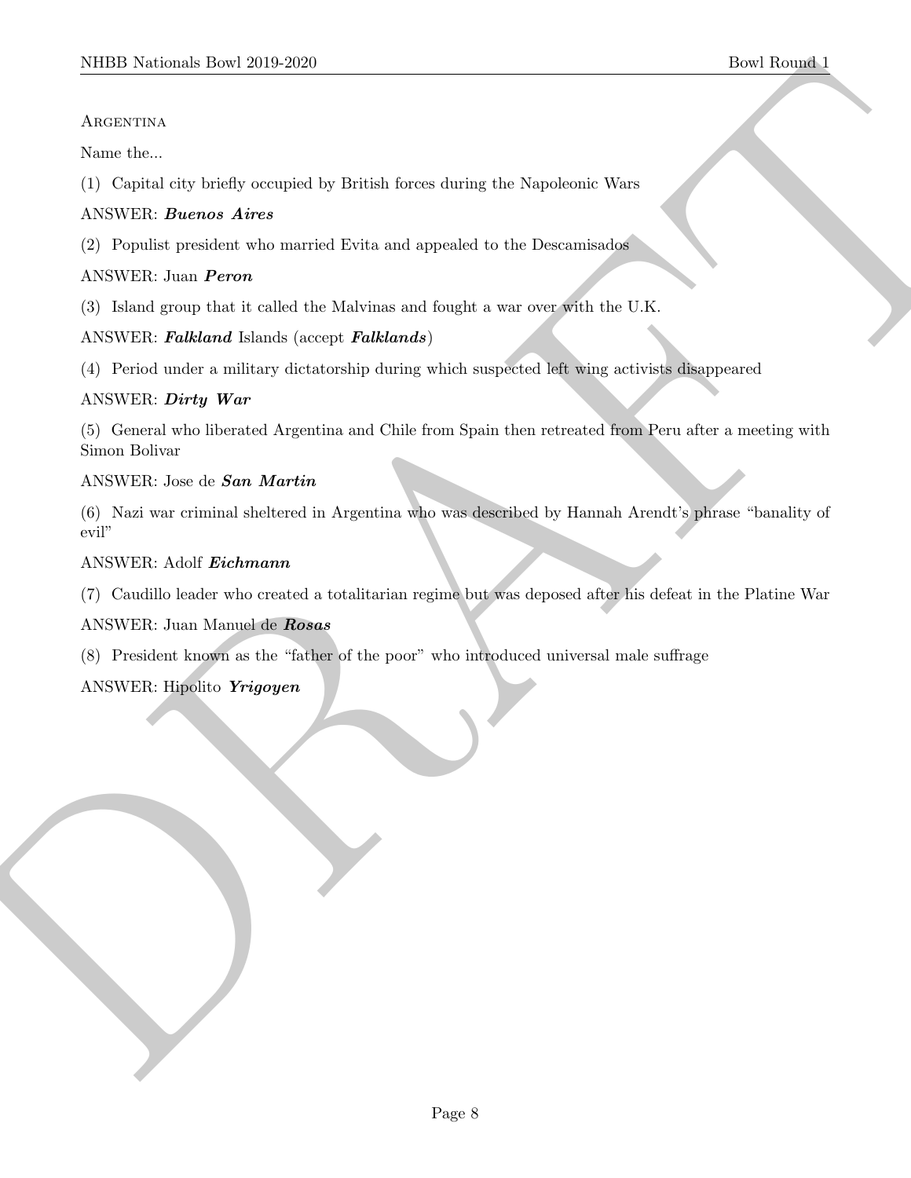Argentina

Name the...

(1) Capital city briefly occupied by British forces during the Napoleonic Wars

ANSWER: ***Buenos Aires***

(2) Populist president who married Evita and appealed to the Descamisados

ANSWER: Juan ***Peron***

(3) Island group that it called the Malvinas and fought a war over with the U.K.

ANSWER: ***Falkland*** Islands (accept ***Falklands***)

(4) Period under a military dictatorship during which suspected left wing activists disappeared

ANSWER: ***Dirty War***

(5) General who liberated Argentina and Chile from Spain then retreated from Peru after a meeting with Simon Bolivar

ANSWER: Jose de ***San Martin***

(6) Nazi war criminal sheltered in Argentina who was described by Hannah Arendt's phrase "banality of evil"

ANSWER: Adolf ***Eichmann***

(7) Caudillo leader who created a totalitarian regime but was deposed after his defeat in the Platine War

ANSWER: Juan Manuel de ***Rosas***

(8) President known as the "father of the poor" who introduced universal male suffrage

ANSWER: Hipolito ***Yrigoyen***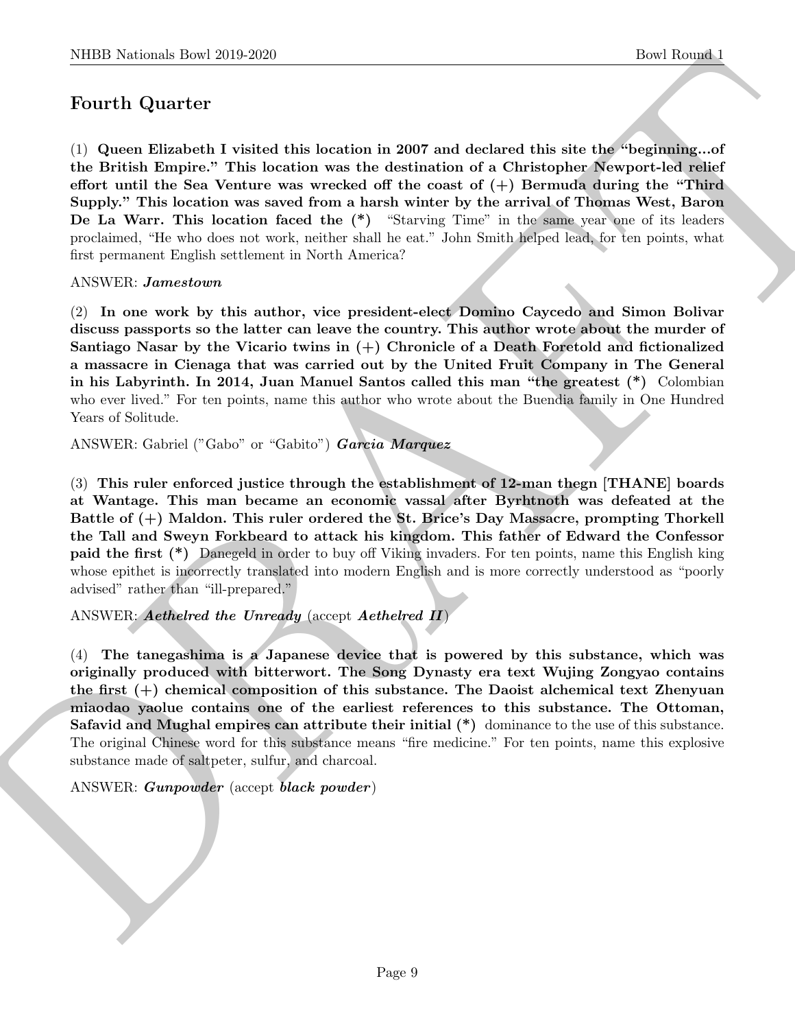## Fourth Quarter

(1) **Queen Elizabeth I visited this location in 2007 and declared this site the "beginning...of the British Empire." This location was the destination of a Christopher Newport-led relief effort until the Sea Venture was wrecked off the coast of (+) Bermuda during the "Third Supply." This location was saved from a harsh winter by the arrival of Thomas West, Baron De La Warr. This location faced the (*)** "Starving Time" in the same year one of its leaders proclaimed, "He who does not work, neither shall he eat." John Smith helped lead, for ten points, what first permanent English settlement in North America?

ANSWER: ***Jamestown***

(2) **In one work by this author, vice president-elect Domino Caycedo and Simon Bolivar discuss passports so the latter can leave the country. This author wrote about the murder of Santiago Nasar by the Vicario twins in (+) Chronicle of a Death Foretold and fictionalized a massacre in Cienaga that was carried out by the United Fruit Company in The General in his Labyrinth. In 2014, Juan Manuel Santos called this man "the greatest (*)** Colombian who ever lived." For ten points, name this author who wrote about the Buendia family in One Hundred Years of Solitude.

ANSWER: Gabriel ("Gabo" or "Gabito") ***Garcia Marquez***

(3) **This ruler enforced justice through the establishment of 12-man thegn [THANE] boards at Wantage. This man became an economic vassal after Byrhtnoth was defeated at the Battle of (+) Maldon. This ruler ordered the St. Brice's Day Massacre, prompting Thorkell the Tall and Sweyn Forkbeard to attack his kingdom. This father of Edward the Confessor paid the first (*)** Danegeld in order to buy off Viking invaders. For ten points, name this English king whose epithet is incorrectly translated into modern English and is more correctly understood as "poorly advised" rather than "ill-prepared."

ANSWER: ***Aethelred the Unready*** (accept ***Aethelred II***)

(4) **The tanegashima is a Japanese device that is powered by this substance, which was originally produced with bitterwort. The Song Dynasty era text Wujing Zongyao contains the first (+) chemical composition of this substance. The Daoist alchemical text Zhenyuan miaodao yaolue contains one of the earliest references to this substance. The Ottoman, Safavid and Mughal empires can attribute their initial (*)** dominance to the use of this substance. The original Chinese word for this substance means "fire medicine." For ten points, name this explosive substance made of saltpeter, sulfur, and charcoal.

ANSWER: ***Gunpowder*** (accept ***black powder***)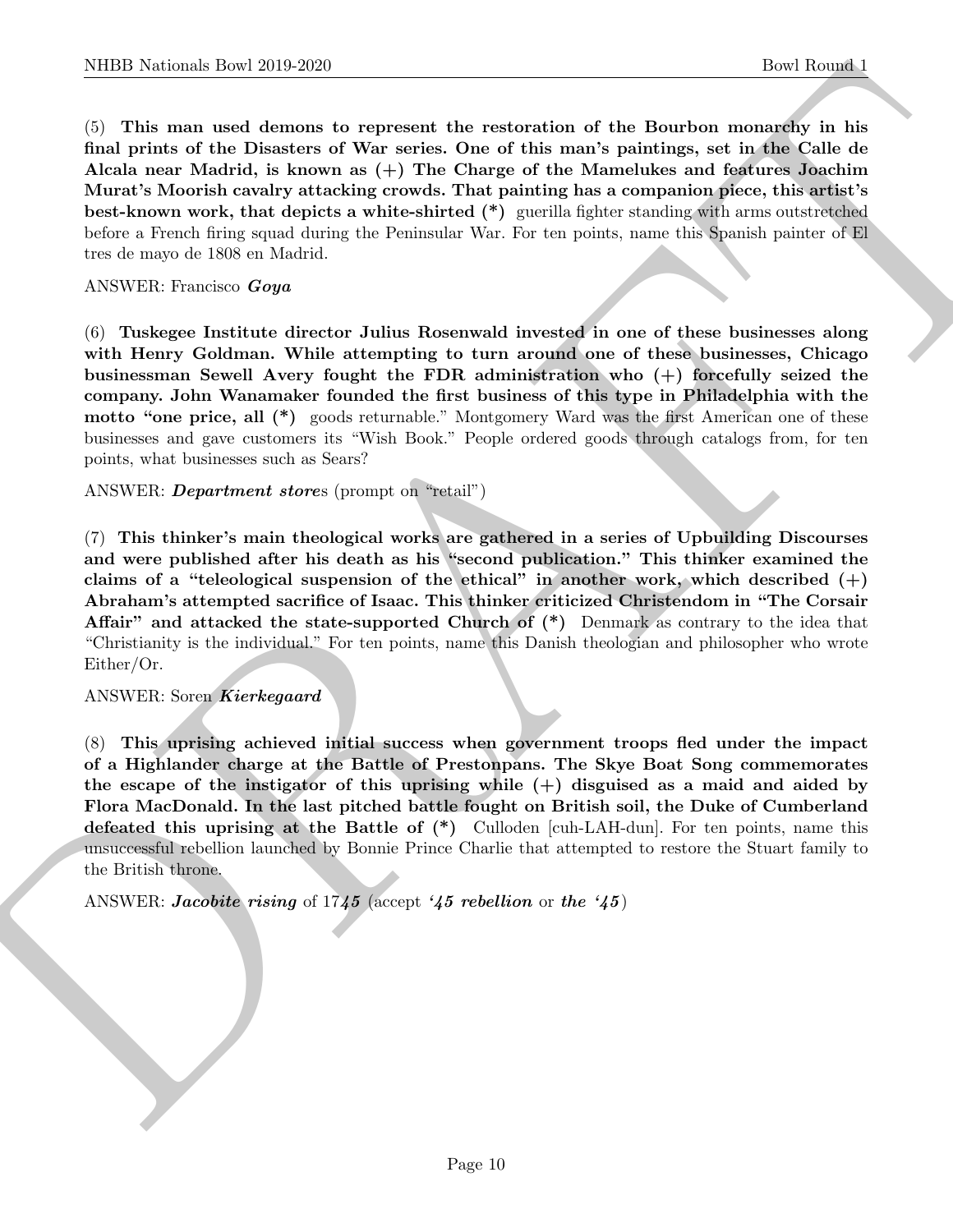(5) **This man used demons to represent the restoration of the Bourbon monarchy in his final prints of the Disasters of War series. One of this man's paintings, set in the Calle de Alcala near Madrid, is known as (+) The Charge of the Mamelukes and features Joachim Murat's Moorish cavalry attacking crowds. That painting has a companion piece, this artist's best-known work, that depicts a white-shirted (*)** guerilla fighter standing with arms outstretched before a French firing squad during the Peninsular War. For ten points, name this Spanish painter of El tres de mayo de 1808 en Madrid.

ANSWER: Francisco ***Goya***

(6) **Tuskegee Institute director Julius Rosenwald invested in one of these businesses along with Henry Goldman. While attempting to turn around one of these businesses, Chicago businessman Sewell Avery fought the FDR administration who (+) forcefully seized the company. John Wanamaker founded the first business of this type in Philadelphia with the motto "one price, all (*)** goods returnable." Montgomery Ward was the first American one of these businesses and gave customers its "Wish Book." People ordered goods through catalogs from, for ten points, what businesses such as Sears?

ANSWER: ***Department store***s (prompt on "retail")

(7) **This thinker's main theological works are gathered in a series of Upbuilding Discourses and were published after his death as his "second publication." This thinker examined the claims of a "teleological suspension of the ethical" in another work, which described (+) Abraham's attempted sacrifice of Isaac. This thinker criticized Christendom in "The Corsair Affair" and attacked the state-supported Church of (*)** Denmark as contrary to the idea that "Christianity is the individual." For ten points, name this Danish theologian and philosopher who wrote Either/Or.

ANSWER: Soren ***Kierkegaard***

(8) **This uprising achieved initial success when government troops fled under the impact of a Highlander charge at the Battle of Prestonpans. The Skye Boat Song commemorates the escape of the instigator of this uprising while (+) disguised as a maid and aided by Flora MacDonald. In the last pitched battle fought on British soil, the Duke of Cumberland defeated this uprising at the Battle of (*)** Culloden [cuh-LAH-dun]. For ten points, name this unsuccessful rebellion launched by Bonnie Prince Charlie that attempted to restore the Stuart family to the British throne.

ANSWER: ***Jacobite rising*** of 17***45*** (accept ***'45 rebellion*** or ***the '45***)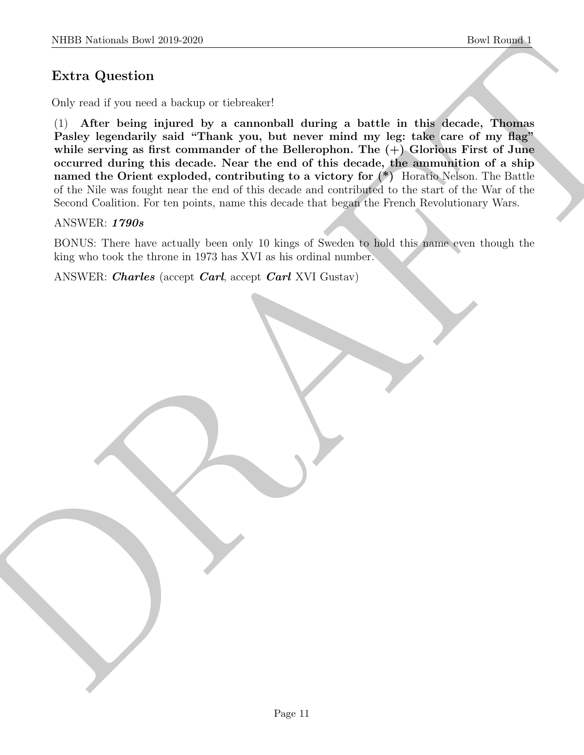## Extra Question

Only read if you need a backup or tiebreaker!

(1) **After being injured by a cannonball during a battle in this decade, Thomas Pasley legendarily said "Thank you, but never mind my leg: take care of my flag" while serving as first commander of the Bellerophon. The (+) Glorious First of June occurred during this decade. Near the end of this decade, the ammunition of a ship named the Orient exploded, contributing to a victory for (*)** Horatio Nelson. The Battle of the Nile was fought near the end of this decade and contributed to the start of the War of the Second Coalition. For ten points, name this decade that began the French Revolutionary Wars.

ANSWER: ***1790s***

BONUS: There have actually been only 10 kings of Sweden to hold this name even though the king who took the throne in 1973 has XVI as his ordinal number.

ANSWER: ***Charles*** (accept ***Carl***, accept ***Carl*** XVI Gustav)